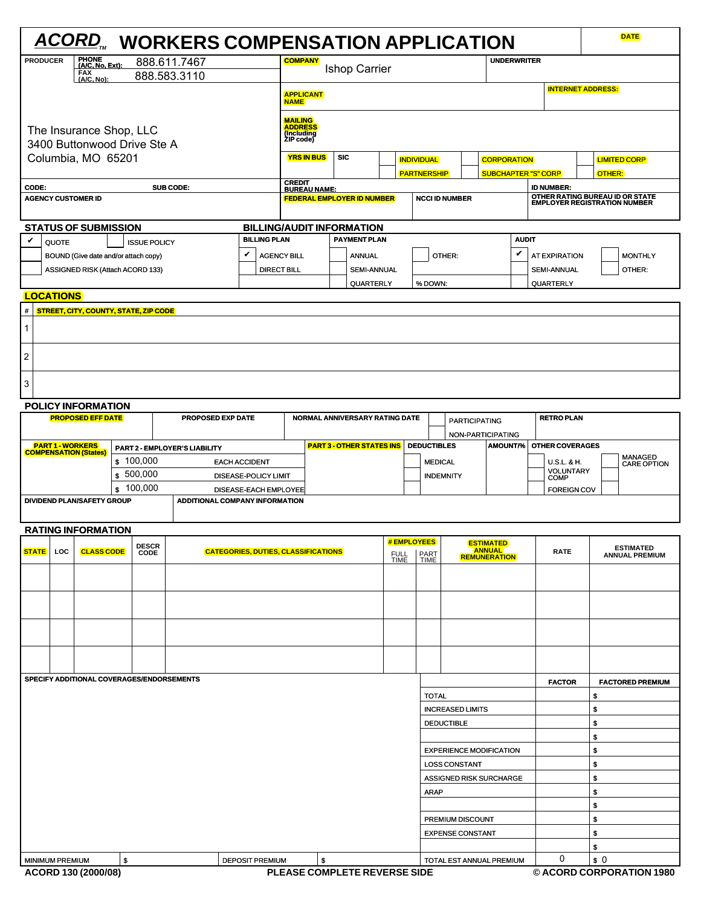# ACORD™ WORKERS COMPENSATION APPLICATION

DATE

| | |
|---|---|
| PRODUCER | PHONE (A/C, No, Ext): 888.611.7467 |
| | FAX (A/C, No): 888.583.3110 |
| The Insurance Shop, LLC<br>3400 Buttonwood Drive Ste A<br>Columbia, MO 65201 | |
| CODE: | SUB CODE: |
| AGENCY CUSTOMER ID | |

| | |
|---|---|
| COMPANY: Ishop Carrier | UNDERWRITER |
| APPLICANT NAME | INTERNET ADDRESS: |
| MAILING ADDRESS (Including ZIP code) | |
| YRS IN BUS | SIC |
| INDIVIDUAL | CORPORATION | LIMITED CORP |
| PARTNERSHIP | SUBCHAPTER "S" CORP | OTHER: |
| CREDIT BUREAU NAME: | ID NUMBER: |
| FEDERAL EMPLOYER ID NUMBER | NCCI ID NUMBER | OTHER RATING BUREAU ID OR STATE EMPLOYER REGISTRATION NUMBER |

## STATUS OF SUBMISSION

- ✔ QUOTE
- ISSUE POLICY
- BOUND (Give date and/or attach copy)
- ASSIGNED RISK (Attach ACORD 133)

## BILLING/AUDIT INFORMATION

| BILLING PLAN | PAYMENT PLAN | | AUDIT | |
|---|---|---|---|---|
| ✔ AGENCY BILL | ANNUAL | OTHER: | ✔ AT EXPIRATION | MONTHLY |
| DIRECT BILL | SEMI-ANNUAL | | SEMI-ANNUAL | OTHER: |
| | QUARTERLY | % DOWN: | QUARTERLY | |

## LOCATIONS

| # | STREET, CITY, COUNTY, STATE, ZIP CODE |
|---|---|
| 1 | |
| 2 | |
| 3 | |

## POLICY INFORMATION

| PROPOSED EFF DATE | PROPOSED EXP DATE | NORMAL ANNIVERSARY RATING DATE | PARTICIPATING / NON-PARTICIPATING | RETRO PLAN |
|---|---|---|---|---|
| | | | | |

| PART 1 - WORKERS COMPENSATION (States) | PART 2 - EMPLOYER'S LIABILITY | | PART 3 - OTHER STATES INS | DEDUCTIBLES | AMOUNT/% | OTHER COVERAGES | |
|---|---|---|---|---|---|---|---|
| | $ 100,000 | EACH ACCIDENT | | MEDICAL | | U.S.L. & H. | MANAGED CARE OPTION |
| | $ 500,000 | DISEASE-POLICY LIMIT | | INDEMNITY | | VOLUNTARY COMP | |
| | $ 100,000 | DISEASE-EACH EMPLOYEE | | | | FOREIGN COV | |

| DIVIDEND PLAN/SAFETY GROUP | ADDITIONAL COMPANY INFORMATION |
|---|---|
| | |

## RATING INFORMATION

| STATE | LOC | CLASS CODE | DESCR CODE | CATEGORIES, DUTIES, CLASSIFICATIONS | # EMPLOYEES FULL TIME | # EMPLOYEES PART TIME | ESTIMATED ANNUAL REMUNERATION | RATE | ESTIMATED ANNUAL PREMIUM |
|---|---|---|---|---|---|---|---|---|---|
| | | | | | | | | | |
| | | | | | | | | | |
| | | | | | | | | | |
| | | | | | | | | | |

SPECIFY ADDITIONAL COVERAGES/ENDORSEMENTS

| | FACTOR | FACTORED PREMIUM |
|---|---|---|
| TOTAL | | $ |
| INCREASED LIMITS | | $ |
| DEDUCTIBLE | | $ |
| | | $ |
| EXPERIENCE MODIFICATION | | $ |
| LOSS CONSTANT | | $ |
| ASSIGNED RISK SURCHARGE | | $ |
| ARAP | | $ |
| | | $ |
| PREMIUM DISCOUNT | | $ |
| EXPENSE CONSTANT | | $ |
| | | $ |
| TOTAL EST ANNUAL PREMIUM | 0 | $ 0 |

MINIMUM PREMIUM $ | DEPOSIT PREMIUM $

ACORD 130 (2000/08) PLEASE COMPLETE REVERSE SIDE © ACORD CORPORATION 1980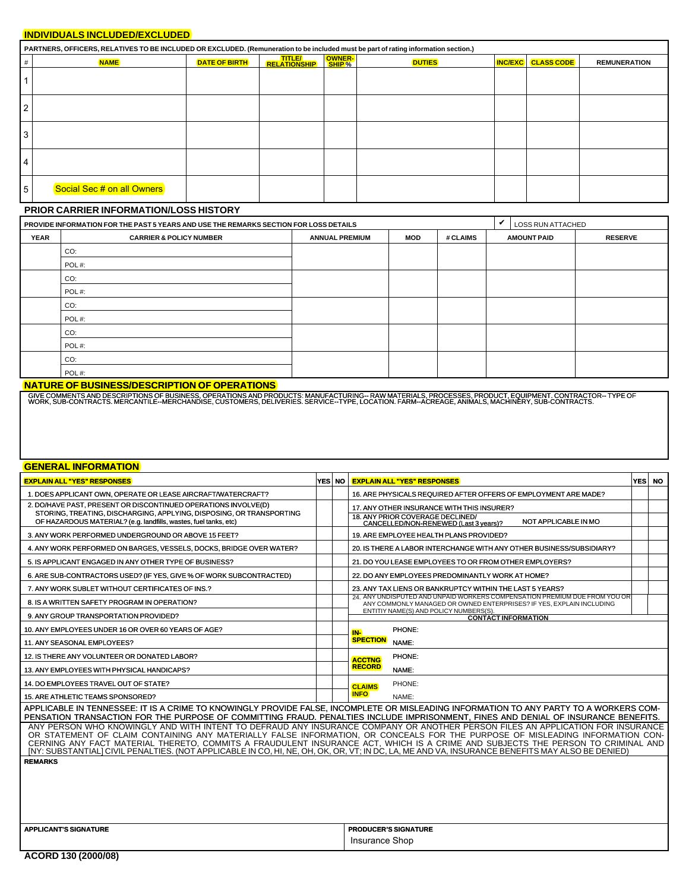## INDIVIDUALS INCLUDED/EXCLUDED

PARTNERS, OFFICERS, RELATIVES TO BE INCLUDED OR EXCLUDED. (Remuneration to be included must be part of rating information section.)

| # | NAME | DATE OF BIRTH | TITLE/ RELATIONSHIP | OWNER-SHIP % | DUTIES | INC/EXC | CLASS CODE | REMUNERATION |
|---|---|---|---|---|---|---|---|---|
| 1 | | | | | | | | |
| 2 | | | | | | | | |
| 3 | | | | | | | | |
| 4 | | | | | | | | |
| 5 | Social Sec # on all Owners | | | | | | | |

## PRIOR CARRIER INFORMATION/LOSS HISTORY

PROVIDE INFORMATION FOR THE PAST 5 YEARS AND USE THE REMARKS SECTION FOR LOSS DETAILS ✔ LOSS RUN ATTACHED

| YEAR | CARRIER & POLICY NUMBER | ANNUAL PREMIUM | MOD | # CLAIMS | AMOUNT PAID | RESERVE |
|---|---|---|---|---|---|---|
| | CO: POL #: | | | | | |
| | CO: POL #: | | | | | |
| | CO: POL #: | | | | | |
| | CO: POL #: | | | | | |
| | CO: POL #: | | | | | |

## NATURE OF BUSINESS/DESCRIPTION OF OPERATIONS

GIVE COMMENTS AND DESCRIPTIONS OF BUSINESS, OPERATIONS AND PRODUCTS: MANUFACTURING-- RAW MATERIALS, PROCESSES, PRODUCT, EQUIPMENT. CONTRACTOR-- TYPE OF WORK, SUB-CONTRACTS. MERCANTILE--MERCHANDISE, CUSTOMERS, DELIVERIES. SERVICE--TYPE, LOCATION. FARM--ACREAGE, ANIMALS, MACHINERY, SUB-CONTRACTS.

## GENERAL INFORMATION

| EXPLAIN ALL "YES" RESPONSES | YES | NO | EXPLAIN ALL "YES" RESPONSES | YES | NO |
|---|---|---|---|---|---|
| 1. DOES APPLICANT OWN, OPERATE OR LEASE AIRCRAFT/WATERCRAFT? | | | 16. ARE PHYSICALS REQUIRED AFTER OFFERS OF EMPLOYMENT ARE MADE? | | |
| 2. DO/HAVE PAST, PRESENT OR DISCONTINUED OPERATIONS INVOLVE(D) STORING, TREATING, DISCHARGING, APPLYING, DISPOSING, OR TRANSPORTING OF HAZARDOUS MATERIAL? (e.g. landfills, wastes, fuel tanks, etc) | | | 17. ANY OTHER INSURANCE WITH THIS INSURER? 18. ANY PRIOR COVERAGE DECLINED/ CANCELLED/NON-RENEWED (Last 3 years)? NOT APPLICABLE IN MO | | |
| 3. ANY WORK PERFORMED UNDERGROUND OR ABOVE 15 FEET? | | | 19. ARE EMPLOYEE HEALTH PLANS PROVIDED? | | |
| 4. ANY WORK PERFORMED ON BARGES, VESSELS, DOCKS, BRIDGE OVER WATER? | | | 20. IS THERE A LABOR INTERCHANGE WITH ANY OTHER BUSINESS/SUBSIDIARY? | | |
| 5. IS APPLICANT ENGAGED IN ANY OTHER TYPE OF BUSINESS? | | | 21. DO YOU LEASE EMPLOYEES TO OR FROM OTHER EMPLOYERS? | | |
| 6. ARE SUB-CONTRACTORS USED? (IF YES, GIVE % OF WORK SUBCONTRACTED) | | | 22. DO ANY EMPLOYEES PREDOMINANTLY WORK AT HOME? | | |
| 7. ANY WORK SUBLET WITHOUT CERTIFICATES OF INS.? | | | 23. ANY TAX LIENS OR BANKRUPTCY WITHIN THE LAST 5 YEARS? | | |
| 8. IS A WRITTEN SAFETY PROGRAM IN OPERATION? | | | 24. ANY UNDISPUTED AND UNPAID WORKERS COMPENSATION PREMIUM DUE FROM YOU OR ANY COMMONLY MANAGED OR OWNED ENTERPRISES? IF YES, EXPLAIN INCLUDING ENTITIY NAME(S) AND POLICY NUMBERS(S). | | |
| 9. ANY GROUP TRANSPORTATION PROVIDED? | | | CONTACT INFORMATION | | |
| 10. ANY EMPLOYEES UNDER 16 OR OVER 60 YEARS OF AGE? | | | INSPECTION — PHONE: | | |
| 11. ANY SEASONAL EMPLOYEES? | | | INSPECTION — NAME: | | |
| 12. IS THERE ANY VOLUNTEER OR DONATED LABOR? | | | ACCTNG RECORD — PHONE: | | |
| 13. ANY EMPLOYEES WITH PHYSICAL HANDICAPS? | | | ACCTNG RECORD — NAME: | | |
| 14. DO EMPLOYEES TRAVEL OUT OF STATE? | | | CLAIMS INFO — PHONE: | | |
| 15. ARE ATHLETIC TEAMS SPONSORED? | | | CLAIMS INFO — NAME: | | |

APPLICABLE IN TENNESSEE: IT IS A CRIME TO KNOWINGLY PROVIDE FALSE, INCOMPLETE OR MISLEADING INFORMATION TO ANY PARTY TO A WORKERS COMPENSATION TRANSACTION FOR THE PURPOSE OF COMMITTING FRAUD. PENALTIES INCLUDE IMPRISONMENT, FINES AND DENIAL OF INSURANCE BENEFITS.

ANY PERSON WHO KNOWINGLY AND WITH INTENT TO DEFRAUD ANY INSURANCE COMPANY OR ANOTHER PERSON FILES AN APPLICATION FOR INSURANCE OR STATEMENT OF CLAIM CONTAINING ANY MATERIALLY FALSE INFORMATION, OR CONCEALS FOR THE PURPOSE OF MISLEADING INFORMATION CONCERNING ANY FACT MATERIAL THERETO, COMMITS A FRAUDULENT INSURANCE ACT, WHICH IS A CRIME AND SUBJECTS THE PERSON TO CRIMINAL AND [NY: SUBSTANTIAL] CIVIL PENALTIES. (NOT APPLICABLE IN CO, HI, NE, OH, OK, OR, VT; IN DC, LA, ME AND VA, INSURANCE BENEFITS MAY ALSO BE DENIED)

**REMARKS**

| APPLICANT'S SIGNATURE | PRODUCER'S SIGNATURE |
|---|---|
| | Insurance Shop |

ACORD 130 (2000/08)